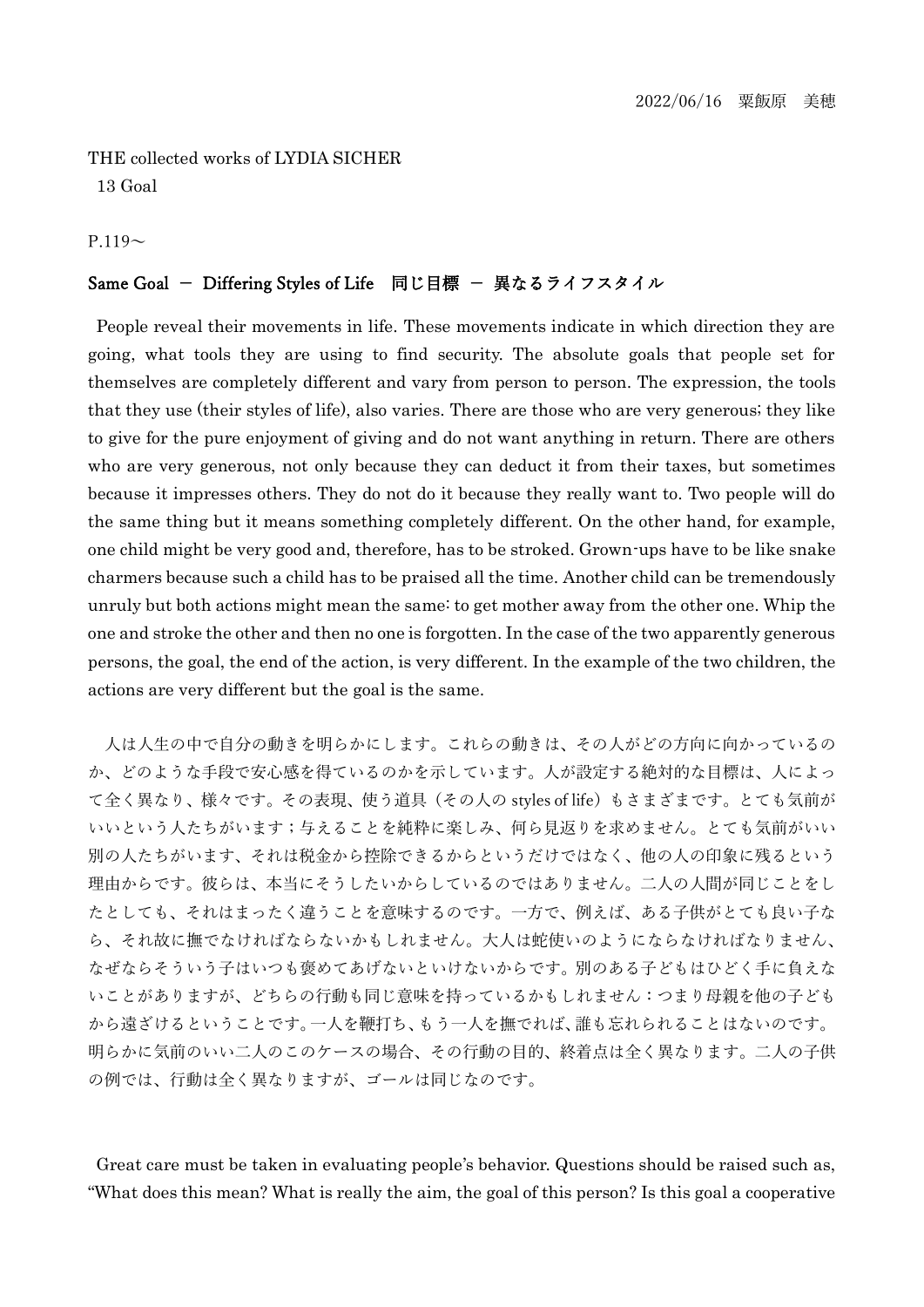2022/06/16　粟飯原　美穂

THE collected works of LYDIA SICHER
13 Goal

P.119～

## Same Goal － Differing Styles of Life　同じ目標 － 異なるライフスタイル

People reveal their movements in life. These movements indicate in which direction they are going, what tools they are using to find security. The absolute goals that people set for themselves are completely different and vary from person to person. The expression, the tools that they use (their styles of life), also varies. There are those who are very generous; they like to give for the pure enjoyment of giving and do not want anything in return. There are others who are very generous, not only because they can deduct it from their taxes, but sometimes because it impresses others. They do not do it because they really want to. Two people will do the same thing but it means something completely different. On the other hand, for example, one child might be very good and, therefore, has to be stroked. Grown-ups have to be like snake charmers because such a child has to be praised all the time. Another child can be tremendously unruly but both actions might mean the same: to get mother away from the other one. Whip the one and stroke the other and then no one is forgotten. In the case of the two apparently generous persons, the goal, the end of the action, is very different. In the example of the two children, the actions are very different but the goal is the same.

人は人生の中で自分の動きを明らかにします。これらの動きは、その人がどの方向に向かっているのか、どのような手段で安心感を得ているのかを示しています。人が設定する絶対的な目標は、人によって全く異なり、様々です。その表現、使う道具（その人の styles of life）もさまざまです。とても気前がいいという人たちがいます；与えることを純粋に楽しみ、何ら見返りを求めません。とても気前がいい別の人たちがいます、それは税金から控除できるからというだけではなく、他の人の印象に残るという理由からです。彼らは、本当にそうしたいからしているのではありません。二人の人間が同じことをしたとしても、それはまったく違うことを意味するのです。一方で、例えば、ある子供がとても良い子なら、それ故に撫でなければならないかもしれません。大人は蛇使いのようにならなければなりません、なぜならそういう子はいつも褒めてあげないといけないからです。別のある子どもはひどく手に負えないことがありますが、どちらの行動も同じ意味を持っているかもしれません：つまり母親を他の子どもから遠ざけるということです。一人を鞭打ち、もう一人を撫でれば、誰も忘れられることはないのです。明らかに気前のいい二人のこのケースの場合、その行動の目的、終着点は全く異なります。二人の子供の例では、行動は全く異なりますが、ゴールは同じなのです。

Great care must be taken in evaluating people's behavior. Questions should be raised such as, "What does this mean? What is really the aim, the goal of this person? Is this goal a cooperative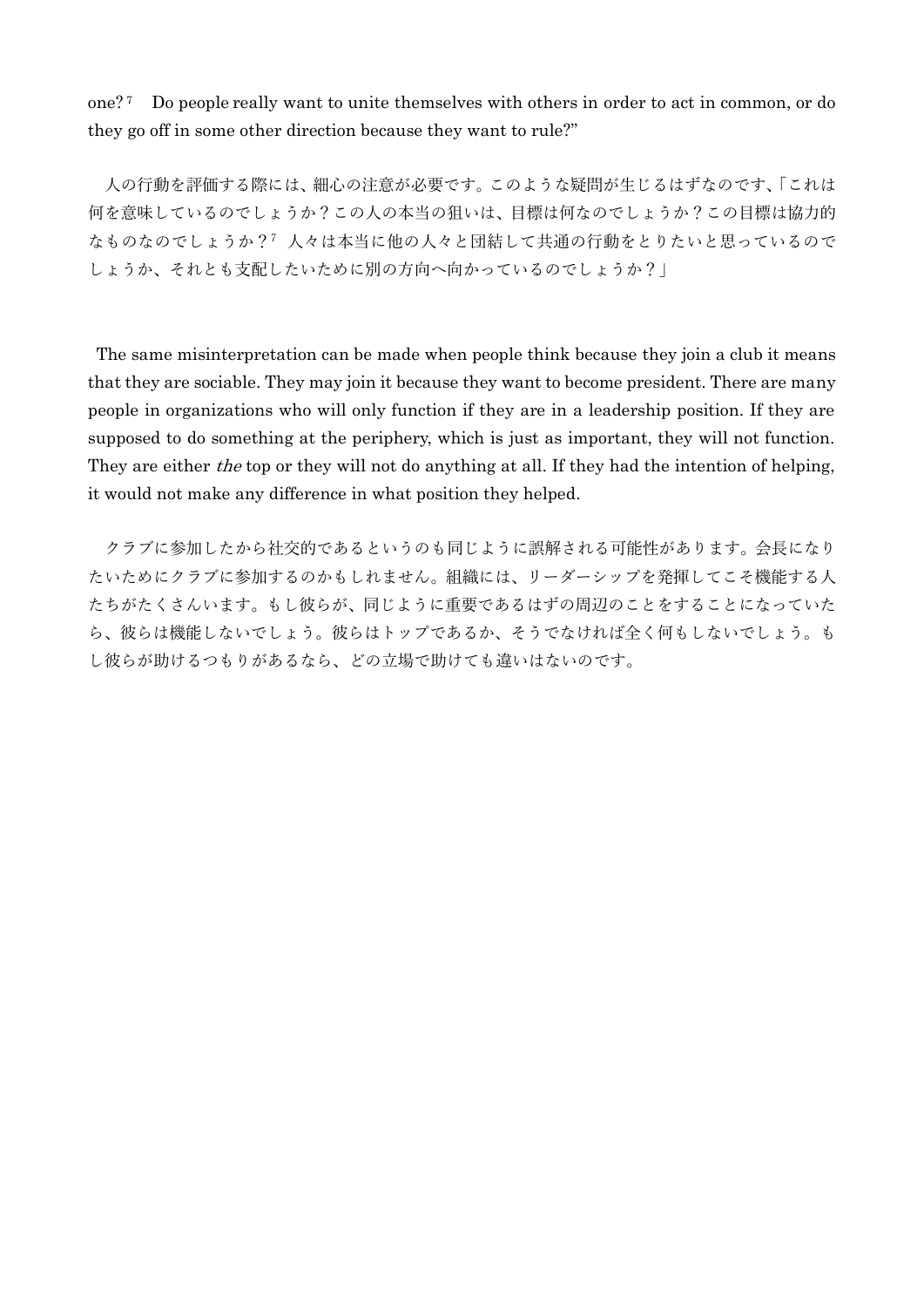one? [7] Do people really want to unite themselves with others in order to act in common, or do they go off in some other direction because they want to rule?"

人の行動を評価する際には、細心の注意が必要です。このような疑問が生じるはずなのです、「これは何を意味しているのでしょうか？この人の本当の狙いは、目標は何なのでしょうか？この目標は協力的なものなのでしょうか？[7] 人々は本当に他の人々と団結して共通の行動をとりたいと思っているのでしょうか、それとも支配したいために別の方向へ向かっているのでしょうか？」

The same misinterpretation can be made when people think because they join a club it means that they are sociable. They may join it because they want to become president. There are many people in organizations who will only function if they are in a leadership position. If they are supposed to do something at the periphery, which is just as important, they will not function. They are either *the* top or they will not do anything at all. If they had the intention of helping, it would not make any difference in what position they helped.

クラブに参加したから社交的であるというのも同じように誤解される可能性があります。会長になりたいためにクラブに参加するのかもしれません。組織には、リーダーシップを発揮してこそ機能する人たちがたくさんいます。もし彼らが、同じように重要であるはずの周辺のことをすることになっていたら、彼らは機能しないでしょう。彼らはトップであるか、そうでなければ全く何もしないでしょう。もし彼らが助けるつもりがあるなら、どの立場で助けても違いはないのです。